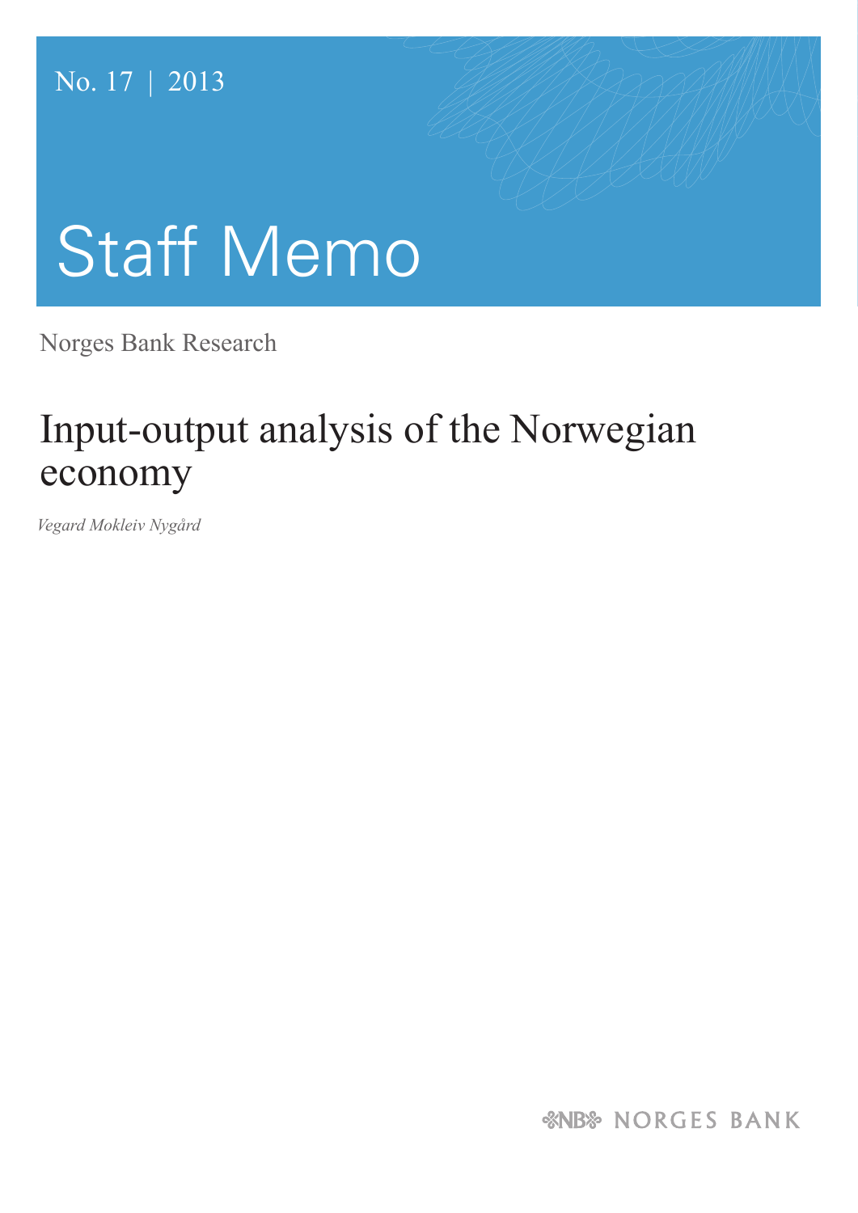No. 17 | 2013

# Staff Memo

Norges Bank Research

## Input-output analysis of the Norwegian economy

*Vegard Mokleiv Nygård*

NORGES BANK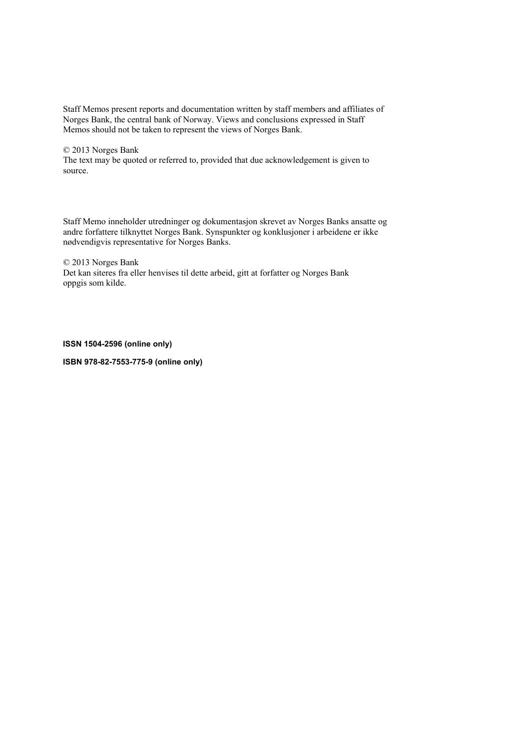Staff Memos present reports and documentation written by staff members and affiliates of Norges Bank, the central bank of Norway. Views and conclusions expressed in Staff Memos should not be taken to represent the views of Norges Bank.

© 2013 Norges Bank
The text may be quoted or referred to, provided that due acknowledgement is given to source.

Staff Memo inneholder utredninger og dokumentasjon skrevet av Norges Banks ansatte og andre forfattere tilknyttet Norges Bank. Synspunkter og konklusjoner i arbeidene er ikke nødvendigvis representative for Norges Banks.

© 2013 Norges Bank
Det kan siteres fra eller henvises til dette arbeid, gitt at forfatter og Norges Bank oppgis som kilde.

**ISSN 1504-2596 (online only)**

**ISBN 978-82-7553-775-9 (online only)**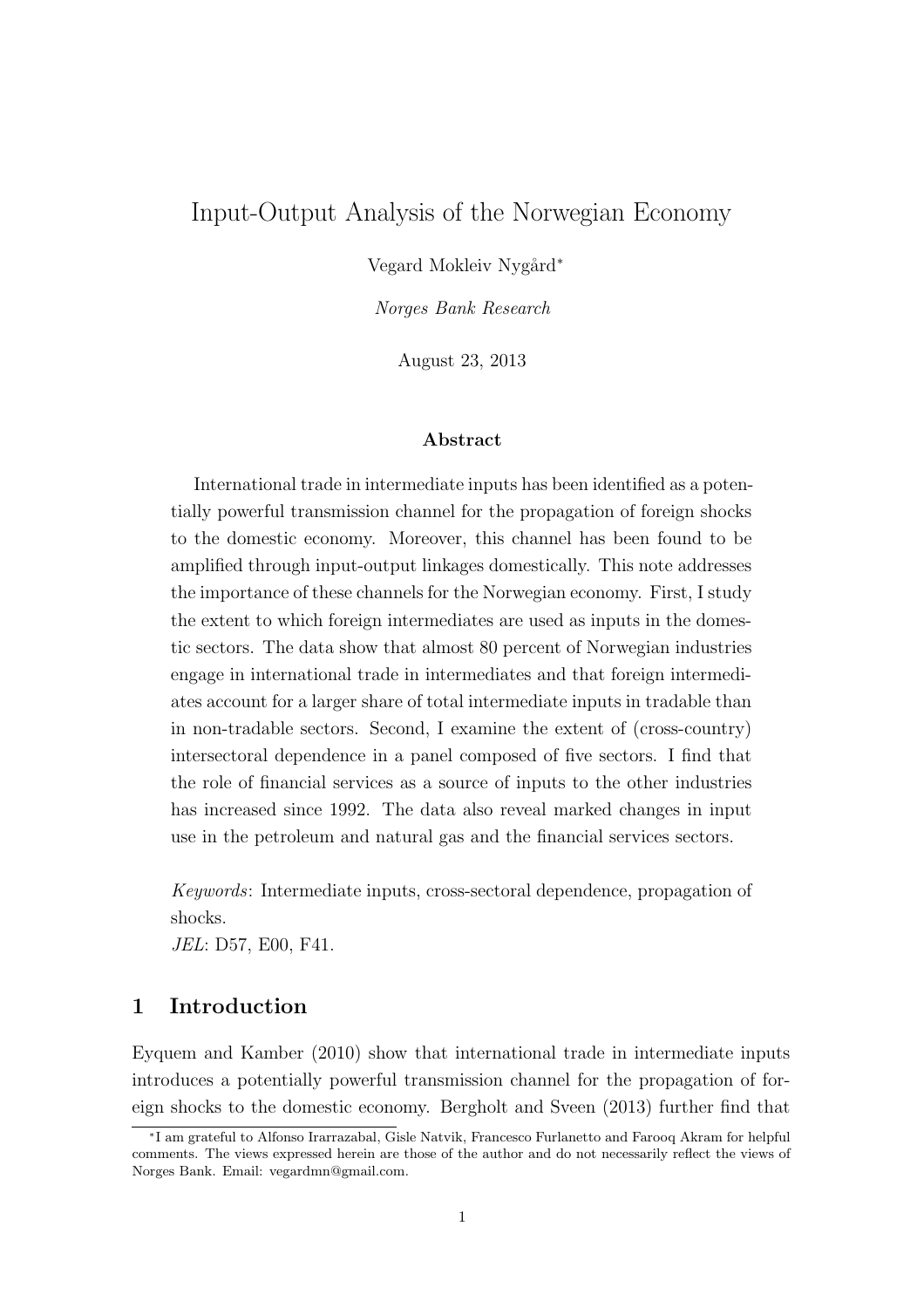# Input-Output Analysis of the Norwegian Economy

Vegard Mokleiv Nygård*

*Norges Bank Research*

August 23, 2013

### Abstract

International trade in intermediate inputs has been identified as a potentially powerful transmission channel for the propagation of foreign shocks to the domestic economy. Moreover, this channel has been found to be amplified through input-output linkages domestically. This note addresses the importance of these channels for the Norwegian economy. First, I study the extent to which foreign intermediates are used as inputs in the domestic sectors. The data show that almost 80 percent of Norwegian industries engage in international trade in intermediates and that foreign intermediates account for a larger share of total intermediate inputs in tradable than in non-tradable sectors. Second, I examine the extent of (cross-country) intersectoral dependence in a panel composed of five sectors. I find that the role of financial services as a source of inputs to the other industries has increased since 1992. The data also reveal marked changes in input use in the petroleum and natural gas and the financial services sectors.

*Keywords*: Intermediate inputs, cross-sectoral dependence, propagation of shocks.
*JEL*: D57, E00, F41.

## 1 Introduction

Eyquem and Kamber (2010) show that international trade in intermediate inputs introduces a potentially powerful transmission channel for the propagation of foreign shocks to the domestic economy. Bergholt and Sveen (2013) further find that

*I am grateful to Alfonso Irarrazabal, Gisle Natvik, Francesco Furlanetto and Farooq Akram for helpful comments. The views expressed herein are those of the author and do not necessarily reflect the views of Norges Bank. Email: vegardmn@gmail.com.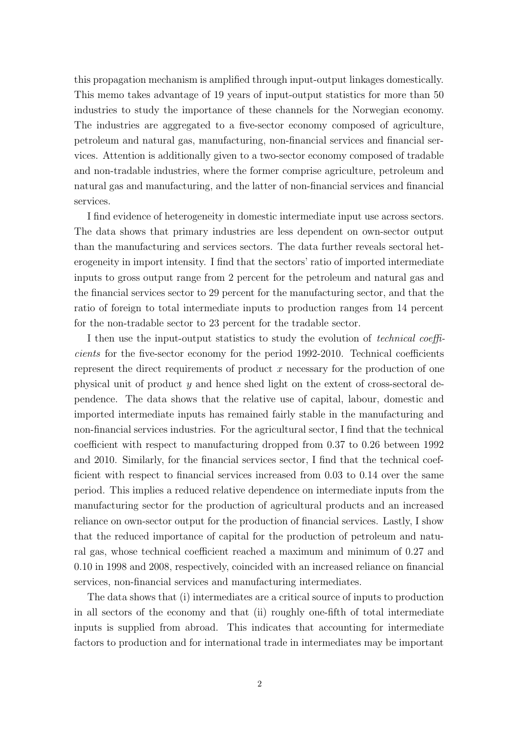this propagation mechanism is amplified through input-output linkages domestically. This memo takes advantage of 19 years of input-output statistics for more than 50 industries to study the importance of these channels for the Norwegian economy. The industries are aggregated to a five-sector economy composed of agriculture, petroleum and natural gas, manufacturing, non-financial services and financial services. Attention is additionally given to a two-sector economy composed of tradable and non-tradable industries, where the former comprise agriculture, petroleum and natural gas and manufacturing, and the latter of non-financial services and financial services.

I find evidence of heterogeneity in domestic intermediate input use across sectors. The data shows that primary industries are less dependent on own-sector output than the manufacturing and services sectors. The data further reveals sectoral heterogeneity in import intensity. I find that the sectors' ratio of imported intermediate inputs to gross output range from 2 percent for the petroleum and natural gas and the financial services sector to 29 percent for the manufacturing sector, and that the ratio of foreign to total intermediate inputs to production ranges from 14 percent for the non-tradable sector to 23 percent for the tradable sector.

I then use the input-output statistics to study the evolution of *technical coefficients* for the five-sector economy for the period 1992-2010. Technical coefficients represent the direct requirements of product $x$ necessary for the production of one physical unit of product $y$ and hence shed light on the extent of cross-sectoral dependence. The data shows that the relative use of capital, labour, domestic and imported intermediate inputs has remained fairly stable in the manufacturing and non-financial services industries. For the agricultural sector, I find that the technical coefficient with respect to manufacturing dropped from 0.37 to 0.26 between 1992 and 2010. Similarly, for the financial services sector, I find that the technical coefficient with respect to financial services increased from 0.03 to 0.14 over the same period. This implies a reduced relative dependence on intermediate inputs from the manufacturing sector for the production of agricultural products and an increased reliance on own-sector output for the production of financial services. Lastly, I show that the reduced importance of capital for the production of petroleum and natural gas, whose technical coefficient reached a maximum and minimum of 0.27 and 0.10 in 1998 and 2008, respectively, coincided with an increased reliance on financial services, non-financial services and manufacturing intermediates.

The data shows that (i) intermediates are a critical source of inputs to production in all sectors of the economy and that (ii) roughly one-fifth of total intermediate inputs is supplied from abroad. This indicates that accounting for intermediate factors to production and for international trade in intermediates may be important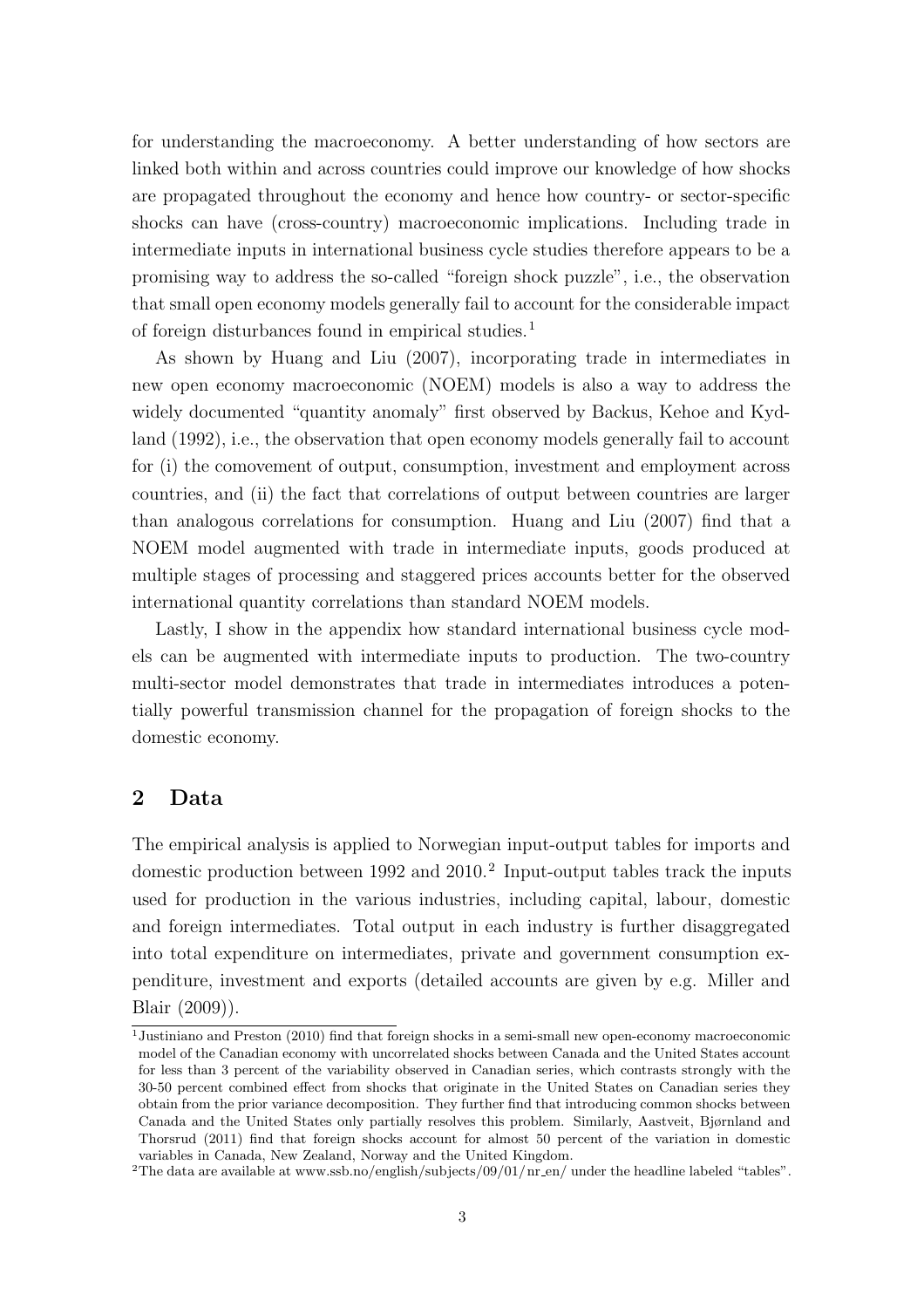for understanding the macroeconomy. A better understanding of how sectors are linked both within and across countries could improve our knowledge of how shocks are propagated throughout the economy and hence how country- or sector-specific shocks can have (cross-country) macroeconomic implications. Including trade in intermediate inputs in international business cycle studies therefore appears to be a promising way to address the so-called "foreign shock puzzle", i.e., the observation that small open economy models generally fail to account for the considerable impact of foreign disturbances found in empirical studies.[1]

As shown by Huang and Liu (2007), incorporating trade in intermediates in new open economy macroeconomic (NOEM) models is also a way to address the widely documented "quantity anomaly" first observed by Backus, Kehoe and Kydland (1992), i.e., the observation that open economy models generally fail to account for (i) the comovement of output, consumption, investment and employment across countries, and (ii) the fact that correlations of output between countries are larger than analogous correlations for consumption. Huang and Liu (2007) find that a NOEM model augmented with trade in intermediate inputs, goods produced at multiple stages of processing and staggered prices accounts better for the observed international quantity correlations than standard NOEM models.

Lastly, I show in the appendix how standard international business cycle models can be augmented with intermediate inputs to production. The two-country multi-sector model demonstrates that trade in intermediates introduces a potentially powerful transmission channel for the propagation of foreign shocks to the domestic economy.

## 2 Data

The empirical analysis is applied to Norwegian input-output tables for imports and domestic production between 1992 and 2010.[2] Input-output tables track the inputs used for production in the various industries, including capital, labour, domestic and foreign intermediates. Total output in each industry is further disaggregated into total expenditure on intermediates, private and government consumption expenditure, investment and exports (detailed accounts are given by e.g. Miller and Blair (2009)).

[1] Justiniano and Preston (2010) find that foreign shocks in a semi-small new open-economy macroeconomic model of the Canadian economy with uncorrelated shocks between Canada and the United States account for less than 3 percent of the variability observed in Canadian series, which contrasts strongly with the 30-50 percent combined effect from shocks that originate in the United States on Canadian series they obtain from the prior variance decomposition. They further find that introducing common shocks between Canada and the United States only partially resolves this problem. Similarly, Aastveit, Bjørnland and Thorsrud (2011) find that foreign shocks account for almost 50 percent of the variation in domestic variables in Canada, New Zealand, Norway and the United Kingdom.

[2] The data are available at www.ssb.no/english/subjects/09/01/nr_en/ under the headline labeled "tables".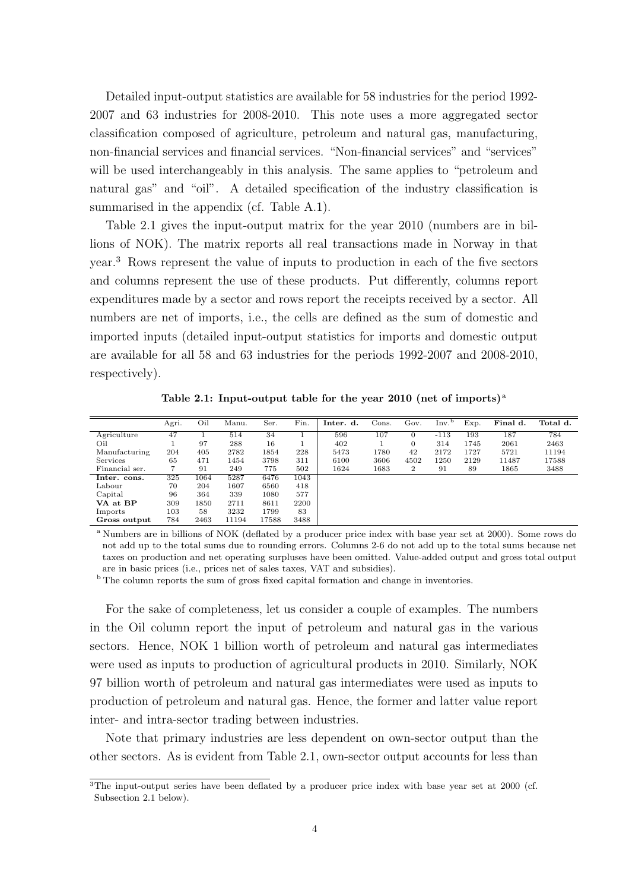Detailed input-output statistics are available for 58 industries for the period 1992-2007 and 63 industries for 2008-2010. This note uses a more aggregated sector classification composed of agriculture, petroleum and natural gas, manufacturing, non-financial services and financial services. "Non-financial services" and "services" will be used interchangeably in this analysis. The same applies to "petroleum and natural gas" and "oil". A detailed specification of the industry classification is summarised in the appendix (cf. Table A.1).

Table 2.1 gives the input-output matrix for the year 2010 (numbers are in billions of NOK). The matrix reports all real transactions made in Norway in that year.[3] Rows represent the value of inputs to production in each of the five sectors and columns represent the use of these products. Put differently, columns report expenditures made by a sector and rows report the receipts received by a sector. All numbers are net of imports, i.e., the cells are defined as the sum of domestic and imported inputs (detailed input-output statistics for imports and domestic output are available for all 58 and 63 industries for the periods 1992-2007 and 2008-2010, respectively).

**Table 2.1: Input-output table for the year 2010 (net of imports)[a]**

| | Agri. | Oil | Manu. | Ser. | Fin. | **Inter. d.** | Cons. | Gov. | Inv.[b] | Exp. | **Final d.** | **Total d.** |
|---|---|---|---|---|---|---|---|---|---|---|---|---|
| Agriculture | 47 | 1 | 514 | 34 | 1 | 596 | 107 | 0 | -113 | 193 | 187 | 784 |
| Oil | 1 | 97 | 288 | 16 | 1 | 402 | 1 | 0 | 314 | 1745 | 2061 | 2463 |
| Manufacturing | 204 | 405 | 2782 | 1854 | 228 | 5473 | 1780 | 42 | 2172 | 1727 | 5721 | 11194 |
| Services | 65 | 471 | 1454 | 3798 | 311 | 6100 | 3606 | 4502 | 1250 | 2129 | 11487 | 17588 |
| Financial ser. | 7 | 91 | 249 | 775 | 502 | 1624 | 1683 | 2 | 91 | 89 | 1865 | 3488 |
| **Inter. cons.** | 325 | 1064 | 5287 | 6476 | 1043 | | | | | | | |
| Labour | 70 | 204 | 1607 | 6560 | 418 | | | | | | | |
| Capital | 96 | 364 | 339 | 1080 | 577 | | | | | | | |
| **VA at BP** | 309 | 1850 | 2711 | 8611 | 2200 | | | | | | | |
| Imports | 103 | 58 | 3232 | 1799 | 83 | | | | | | | |
| **Gross output** | 784 | 2463 | 11194 | 17588 | 3488 | | | | | | | |

[a] Numbers are in billions of NOK (deflated by a producer price index with base year set at 2000). Some rows do not add up to the total sums due to rounding errors. Columns 2-6 do not add up to the total sums because net taxes on production and net operating surpluses have been omitted. Value-added output and gross total output are in basic prices (i.e., prices net of sales taxes, VAT and subsidies).

[b] The column reports the sum of gross fixed capital formation and change in inventories.

For the sake of completeness, let us consider a couple of examples. The numbers in the Oil column report the input of petroleum and natural gas in the various sectors. Hence, NOK 1 billion worth of petroleum and natural gas intermediates were used as inputs to production of agricultural products in 2010. Similarly, NOK 97 billion worth of petroleum and natural gas intermediates were used as inputs to production of petroleum and natural gas. Hence, the former and latter value report inter- and intra-sector trading between industries.

Note that primary industries are less dependent on own-sector output than the other sectors. As is evident from Table 2.1, own-sector output accounts for less than

[3] The input-output series have been deflated by a producer price index with base year set at 2000 (cf. Subsection 2.1 below).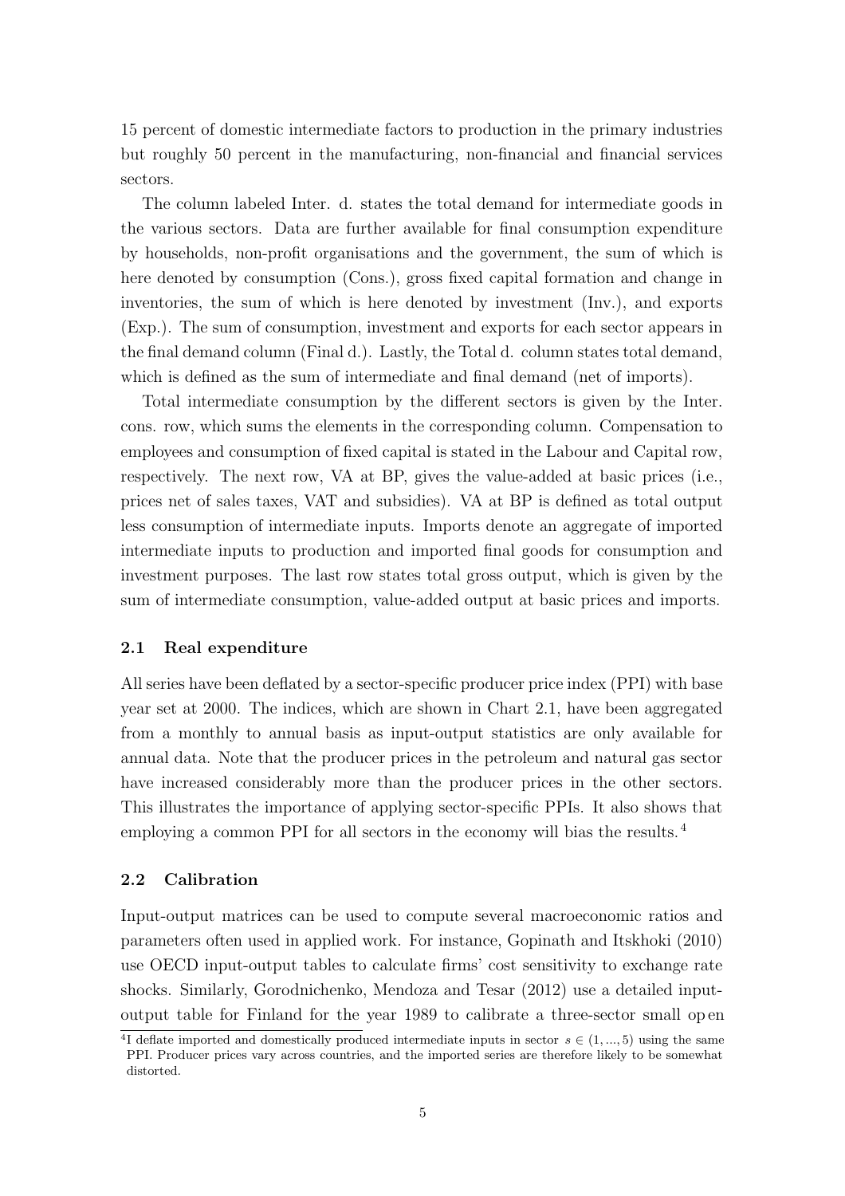15 percent of domestic intermediate factors to production in the primary industries but roughly 50 percent in the manufacturing, non-financial and financial services sectors.

The column labeled Inter. d. states the total demand for intermediate goods in the various sectors. Data are further available for final consumption expenditure by households, non-profit organisations and the government, the sum of which is here denoted by consumption (Cons.), gross fixed capital formation and change in inventories, the sum of which is here denoted by investment (Inv.), and exports (Exp.). The sum of consumption, investment and exports for each sector appears in the final demand column (Final d.). Lastly, the Total d. column states total demand, which is defined as the sum of intermediate and final demand (net of imports).

Total intermediate consumption by the different sectors is given by the Inter. cons. row, which sums the elements in the corresponding column. Compensation to employees and consumption of fixed capital is stated in the Labour and Capital row, respectively. The next row, VA at BP, gives the value-added at basic prices (i.e., prices net of sales taxes, VAT and subsidies). VA at BP is defined as total output less consumption of intermediate inputs. Imports denote an aggregate of imported intermediate inputs to production and imported final goods for consumption and investment purposes. The last row states total gross output, which is given by the sum of intermediate consumption, value-added output at basic prices and imports.

### 2.1 Real expenditure

All series have been deflated by a sector-specific producer price index (PPI) with base year set at 2000. The indices, which are shown in Chart 2.1, have been aggregated from a monthly to annual basis as input-output statistics are only available for annual data. Note that the producer prices in the petroleum and natural gas sector have increased considerably more than the producer prices in the other sectors. This illustrates the importance of applying sector-specific PPIs. It also shows that employing a common PPI for all sectors in the economy will bias the results.[4]

### 2.2 Calibration

Input-output matrices can be used to compute several macroeconomic ratios and parameters often used in applied work. For instance, Gopinath and Itskhoki (2010) use OECD input-output tables to calculate firms' cost sensitivity to exchange rate shocks. Similarly, Gorodnichenko, Mendoza and Tesar (2012) use a detailed input-output table for Finland for the year 1989 to calibrate a three-sector small open

[4] I deflate imported and domestically produced intermediate inputs in sector $s \in (1, ..., 5)$ using the same PPI. Producer prices vary across countries, and the imported series are therefore likely to be somewhat distorted.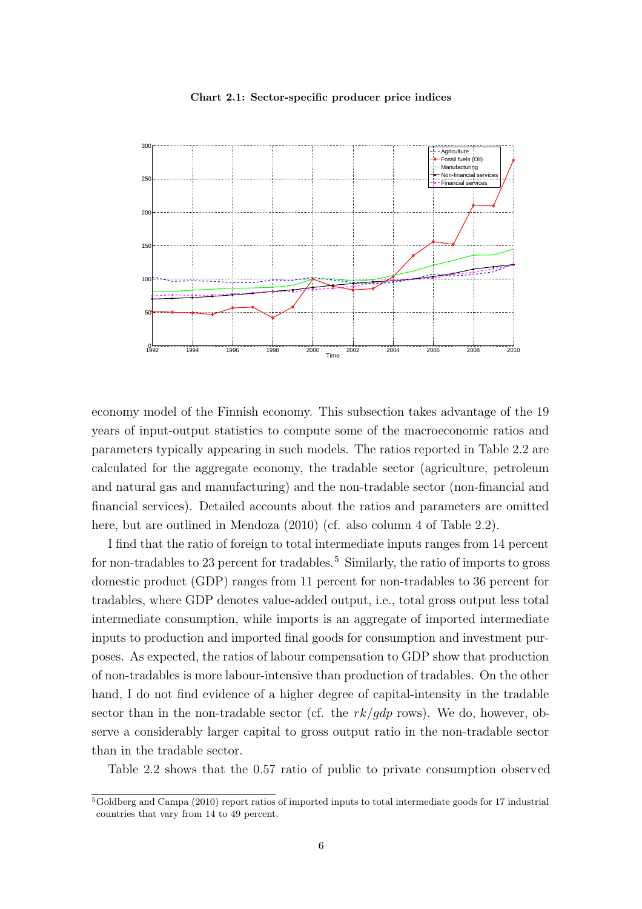**Chart 2.1: Sector-specific producer price indices**

economy model of the Finnish economy. This subsection takes advantage of the 19 years of input-output statistics to compute some of the macroeconomic ratios and parameters typically appearing in such models. The ratios reported in Table 2.2 are calculated for the aggregate economy, the tradable sector (agriculture, petroleum and natural gas and manufacturing) and the non-tradable sector (non-financial and financial services). Detailed accounts about the ratios and parameters are omitted here, but are outlined in Mendoza (2010) (cf. also column 4 of Table 2.2).

I find that the ratio of foreign to total intermediate inputs ranges from 14 percent for non-tradables to 23 percent for tradables.[5] Similarly, the ratio of imports to gross domestic product (GDP) ranges from 11 percent for non-tradables to 36 percent for tradables, where GDP denotes value-added output, i.e., total gross output less total intermediate consumption, while imports is an aggregate of imported intermediate inputs to production and imported final goods for consumption and investment purposes. As expected, the ratios of labour compensation to GDP show that production of non-tradables is more labour-intensive than production of tradables. On the other hand, I do not find evidence of a higher degree of capital-intensity in the tradable sector than in the non-tradable sector (cf. the $rk/gdp$ rows). We do, however, observe a considerably larger capital to gross output ratio in the non-tradable sector than in the tradable sector.

Table 2.2 shows that the 0.57 ratio of public to private consumption observed

[5] Goldberg and Campa (2010) report ratios of imported inputs to total intermediate goods for 17 industrial countries that vary from 14 to 49 percent.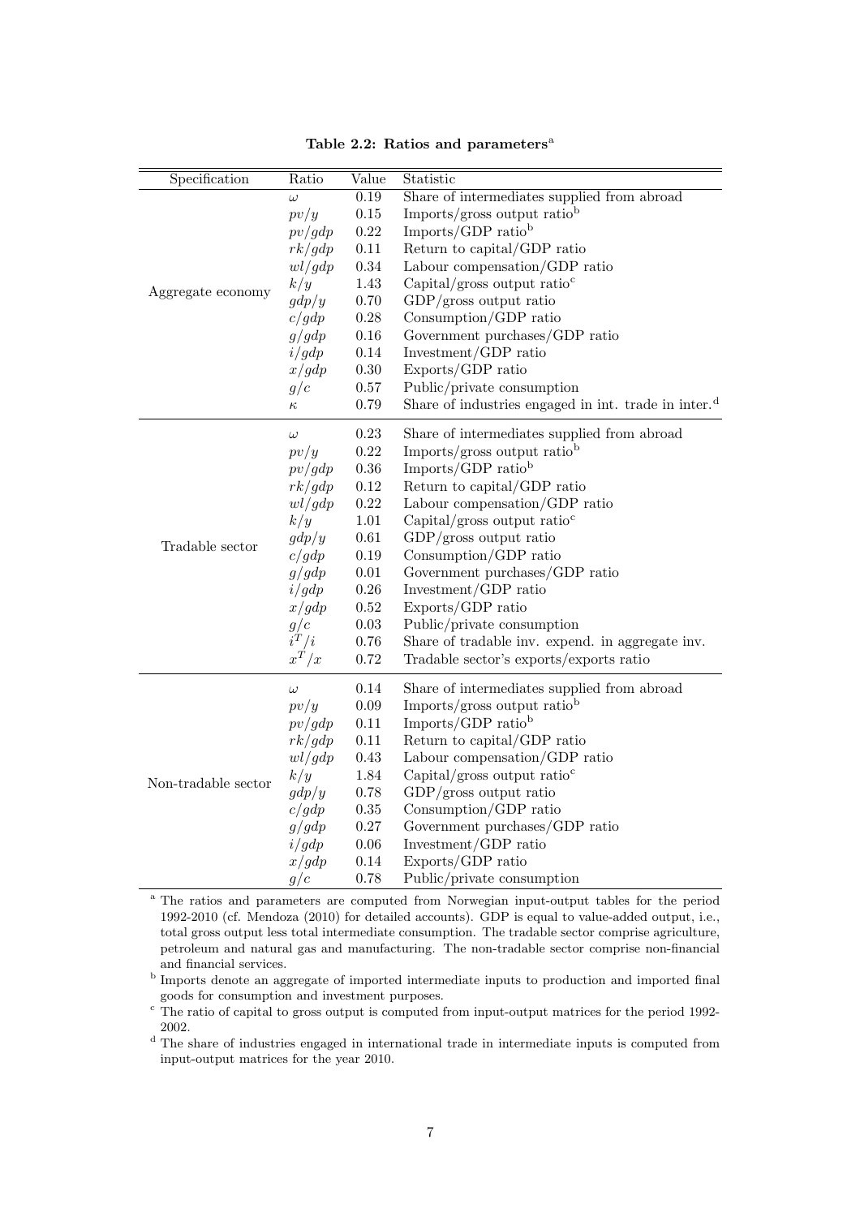**Table 2.2: Ratios and parameters**[a]

| Specification | Ratio | Value | Statistic |
|---|---|---|---|
| Aggregate economy | $\omega$ | 0.19 | Share of intermediates supplied from abroad |
| | $pv/y$ | 0.15 | Imports/gross output ratio[b] |
| | $pv/gdp$ | 0.22 | Imports/GDP ratio[b] |
| | $rk/gdp$ | 0.11 | Return to capital/GDP ratio |
| | $wl/gdp$ | 0.34 | Labour compensation/GDP ratio |
| | $k/y$ | 1.43 | Capital/gross output ratio[c] |
| | $gdp/y$ | 0.70 | GDP/gross output ratio |
| | $c/gdp$ | 0.28 | Consumption/GDP ratio |
| | $g/gdp$ | 0.16 | Government purchases/GDP ratio |
| | $i/gdp$ | 0.14 | Investment/GDP ratio |
| | $x/gdp$ | 0.30 | Exports/GDP ratio |
| | $g/c$ | 0.57 | Public/private consumption |
| | $\kappa$ | 0.79 | Share of industries engaged in int. trade in inter.[d] |
| Tradable sector | $\omega$ | 0.23 | Share of intermediates supplied from abroad |
| | $pv/y$ | 0.22 | Imports/gross output ratio[b] |
| | $pv/gdp$ | 0.36 | Imports/GDP ratio[b] |
| | $rk/gdp$ | 0.12 | Return to capital/GDP ratio |
| | $wl/gdp$ | 0.22 | Labour compensation/GDP ratio |
| | $k/y$ | 1.01 | Capital/gross output ratio[c] |
| | $gdp/y$ | 0.61 | GDP/gross output ratio |
| | $c/gdp$ | 0.19 | Consumption/GDP ratio |
| | $g/gdp$ | 0.01 | Government purchases/GDP ratio |
| | $i/gdp$ | 0.26 | Investment/GDP ratio |
| | $x/gdp$ | 0.52 | Exports/GDP ratio |
| | $g/c$ | 0.03 | Public/private consumption |
| | $i^T/i$ | 0.76 | Share of tradable inv. expend. in aggregate inv. |
| | $x^T/x$ | 0.72 | Tradable sector's exports/exports ratio |
| Non-tradable sector | $\omega$ | 0.14 | Share of intermediates supplied from abroad |
| | $pv/y$ | 0.09 | Imports/gross output ratio[b] |
| | $pv/gdp$ | 0.11 | Imports/GDP ratio[b] |
| | $rk/gdp$ | 0.11 | Return to capital/GDP ratio |
| | $wl/gdp$ | 0.43 | Labour compensation/GDP ratio |
| | $k/y$ | 1.84 | Capital/gross output ratio[c] |
| | $gdp/y$ | 0.78 | GDP/gross output ratio |
| | $c/gdp$ | 0.35 | Consumption/GDP ratio |
| | $g/gdp$ | 0.27 | Government purchases/GDP ratio |
| | $i/gdp$ | 0.06 | Investment/GDP ratio |
| | $x/gdp$ | 0.14 | Exports/GDP ratio |
| | $g/c$ | 0.78 | Public/private consumption |

[a] The ratios and parameters are computed from Norwegian input-output tables for the period 1992-2010 (cf. Mendoza (2010) for detailed accounts). GDP is equal to value-added output, i.e., total gross output less total intermediate consumption. The tradable sector comprise agriculture, petroleum and natural gas and manufacturing. The non-tradable sector comprise non-financial and financial services.

[b] Imports denote an aggregate of imported intermediate inputs to production and imported final goods for consumption and investment purposes.

[c] The ratio of capital to gross output is computed from input-output matrices for the period 1992-2002.

[d] The share of industries engaged in international trade in intermediate inputs is computed from input-output matrices for the year 2010.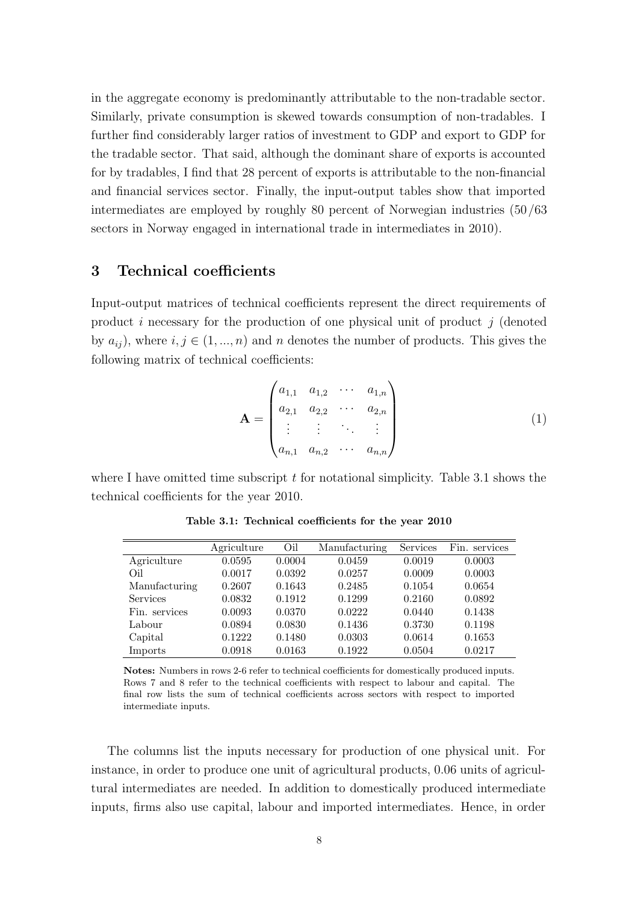in the aggregate economy is predominantly attributable to the non-tradable sector. Similarly, private consumption is skewed towards consumption of non-tradables. I further find considerably larger ratios of investment to GDP and export to GDP for the tradable sector. That said, although the dominant share of exports is accounted for by tradables, I find that 28 percent of exports is attributable to the non-financial and financial services sector. Finally, the input-output tables show that imported intermediates are employed by roughly 80 percent of Norwegian industries (50/63 sectors in Norway engaged in international trade in intermediates in 2010).

## 3 Technical coefficients

Input-output matrices of technical coefficients represent the direct requirements of product $i$ necessary for the production of one physical unit of product $j$ (denoted by $a_{ij}$), where $i, j \in (1, ..., n)$ and $n$ denotes the number of products. This gives the following matrix of technical coefficients:

$$\mathbf{A} = \begin{pmatrix} a_{1,1} & a_{1,2} & \cdots & a_{1,n} \\ a_{2,1} & a_{2,2} & \cdots & a_{2,n} \\ \vdots & \vdots & \ddots & \vdots \\ a_{n,1} & a_{n,2} & \cdots & a_{n,n} \end{pmatrix} \tag{1}$$

where I have omitted time subscript $t$ for notational simplicity. Table 3.1 shows the technical coefficients for the year 2010.

**Table 3.1: Technical coefficients for the year 2010**

| | Agriculture | Oil | Manufacturing | Services | Fin. services |
|---|---|---|---|---|---|
| Agriculture | 0.0595 | 0.0004 | 0.0459 | 0.0019 | 0.0003 |
| Oil | 0.0017 | 0.0392 | 0.0257 | 0.0009 | 0.0003 |
| Manufacturing | 0.2607 | 0.1643 | 0.2485 | 0.1054 | 0.0654 |
| Services | 0.0832 | 0.1912 | 0.1299 | 0.2160 | 0.0892 |
| Fin. services | 0.0093 | 0.0370 | 0.0222 | 0.0440 | 0.1438 |
| Labour | 0.0894 | 0.0830 | 0.1436 | 0.3730 | 0.1198 |
| Capital | 0.1222 | 0.1480 | 0.0303 | 0.0614 | 0.1653 |
| Imports | 0.0918 | 0.0163 | 0.1922 | 0.0504 | 0.0217 |

**Notes:** Numbers in rows 2-6 refer to technical coefficients for domestically produced inputs. Rows 7 and 8 refer to the technical coefficients with respect to labour and capital. The final row lists the sum of technical coefficients across sectors with respect to imported intermediate inputs.

The columns list the inputs necessary for production of one physical unit. For instance, in order to produce one unit of agricultural products, 0.06 units of agricultural intermediates are needed. In addition to domestically produced intermediate inputs, firms also use capital, labour and imported intermediates. Hence, in order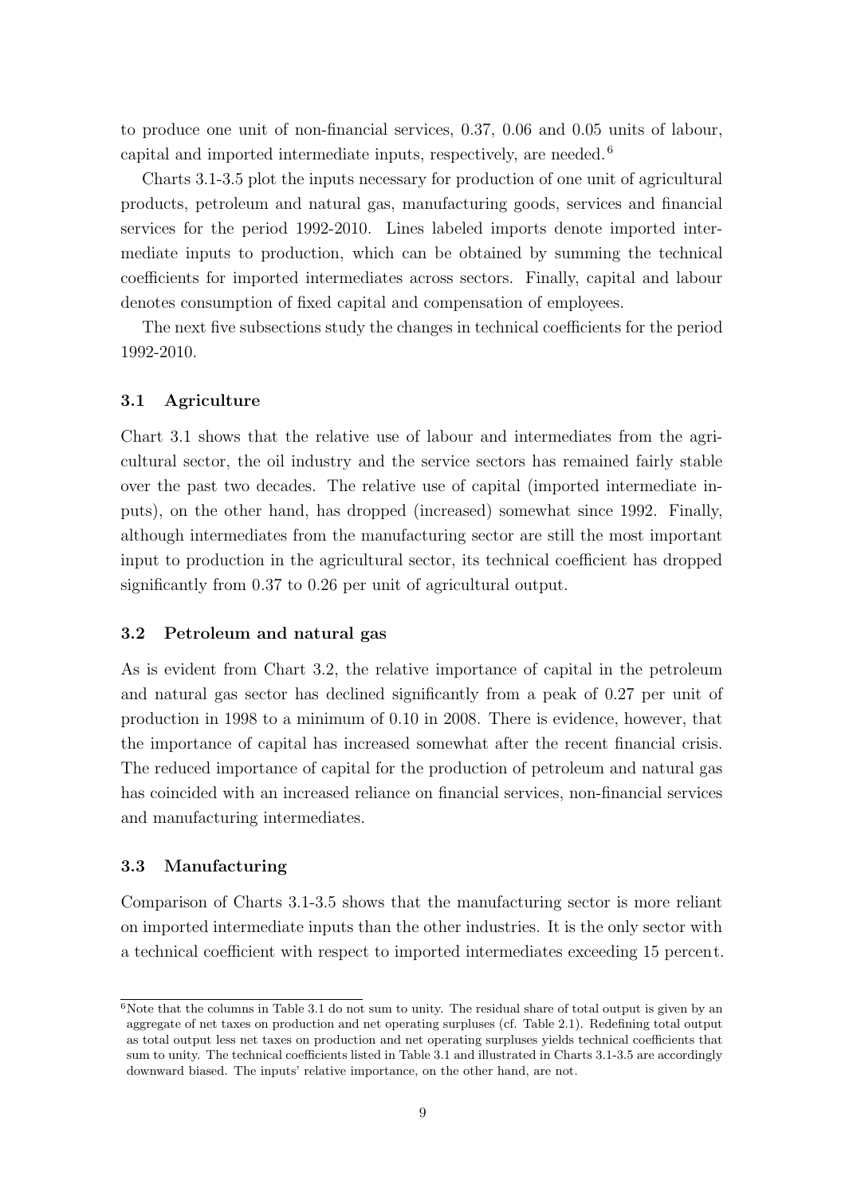to produce one unit of non-financial services, 0.37, 0.06 and 0.05 units of labour, capital and imported intermediate inputs, respectively, are needed.[6]

Charts 3.1-3.5 plot the inputs necessary for production of one unit of agricultural products, petroleum and natural gas, manufacturing goods, services and financial services for the period 1992-2010. Lines labeled imports denote imported intermediate inputs to production, which can be obtained by summing the technical coefficients for imported intermediates across sectors. Finally, capital and labour denotes consumption of fixed capital and compensation of employees.

The next five subsections study the changes in technical coefficients for the period 1992-2010.

### 3.1 Agriculture

Chart 3.1 shows that the relative use of labour and intermediates from the agricultural sector, the oil industry and the service sectors has remained fairly stable over the past two decades. The relative use of capital (imported intermediate inputs), on the other hand, has dropped (increased) somewhat since 1992. Finally, although intermediates from the manufacturing sector are still the most important input to production in the agricultural sector, its technical coefficient has dropped significantly from 0.37 to 0.26 per unit of agricultural output.

### 3.2 Petroleum and natural gas

As is evident from Chart 3.2, the relative importance of capital in the petroleum and natural gas sector has declined significantly from a peak of 0.27 per unit of production in 1998 to a minimum of 0.10 in 2008. There is evidence, however, that the importance of capital has increased somewhat after the recent financial crisis. The reduced importance of capital for the production of petroleum and natural gas has coincided with an increased reliance on financial services, non-financial services and manufacturing intermediates.

### 3.3 Manufacturing

Comparison of Charts 3.1-3.5 shows that the manufacturing sector is more reliant on imported intermediate inputs than the other industries. It is the only sector with a technical coefficient with respect to imported intermediates exceeding 15 percent.

---

[6] Note that the columns in Table 3.1 do not sum to unity. The residual share of total output is given by an aggregate of net taxes on production and net operating surpluses (cf. Table 2.1). Redefining total output as total output less net taxes on production and net operating surpluses yields technical coefficients that sum to unity. The technical coefficients listed in Table 3.1 and illustrated in Charts 3.1-3.5 are accordingly downward biased. The inputs' relative importance, on the other hand, are not.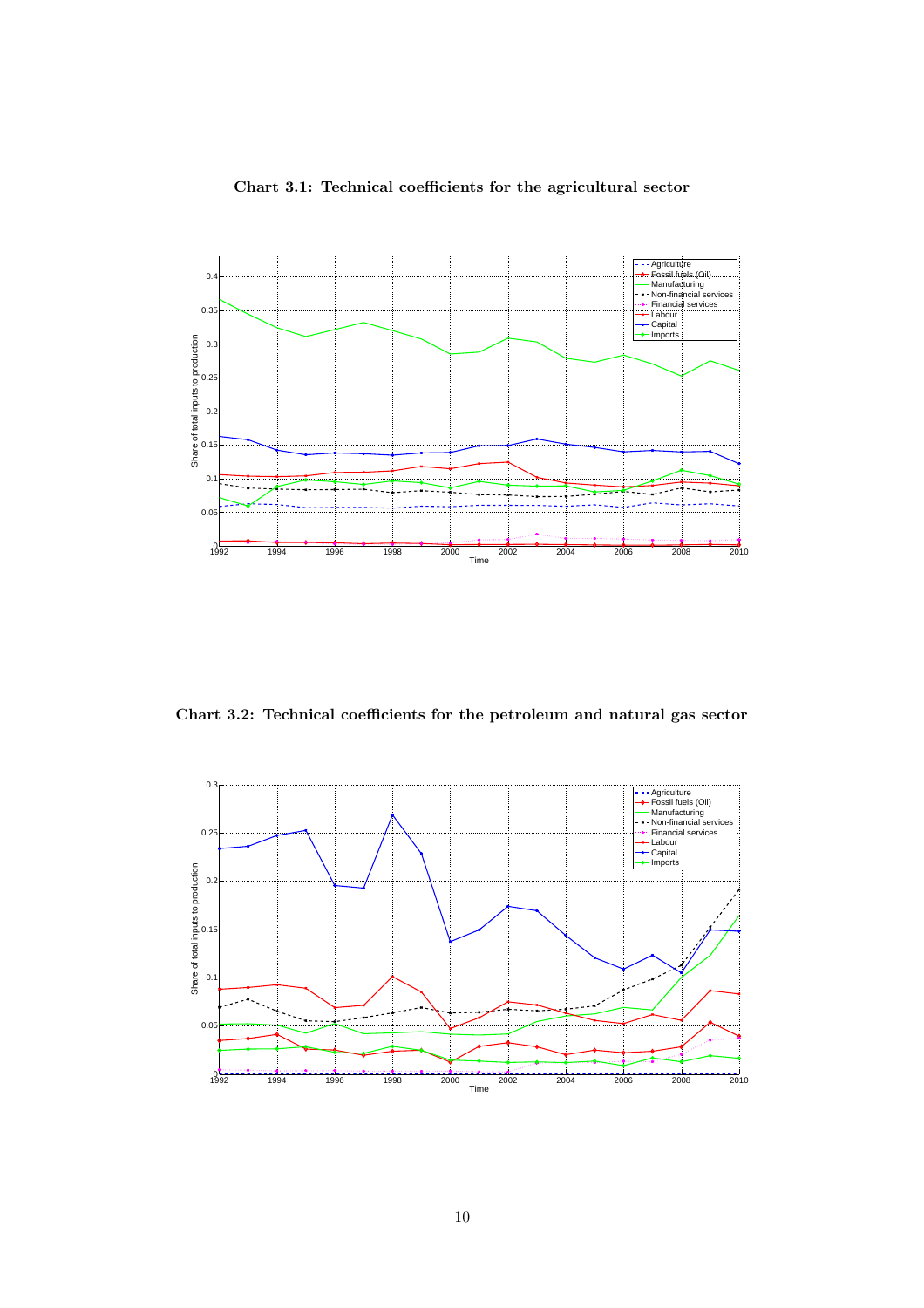**Chart 3.1: Technical coefficients for the agricultural sector**

**Chart 3.2: Technical coefficients for the petroleum and natural gas sector**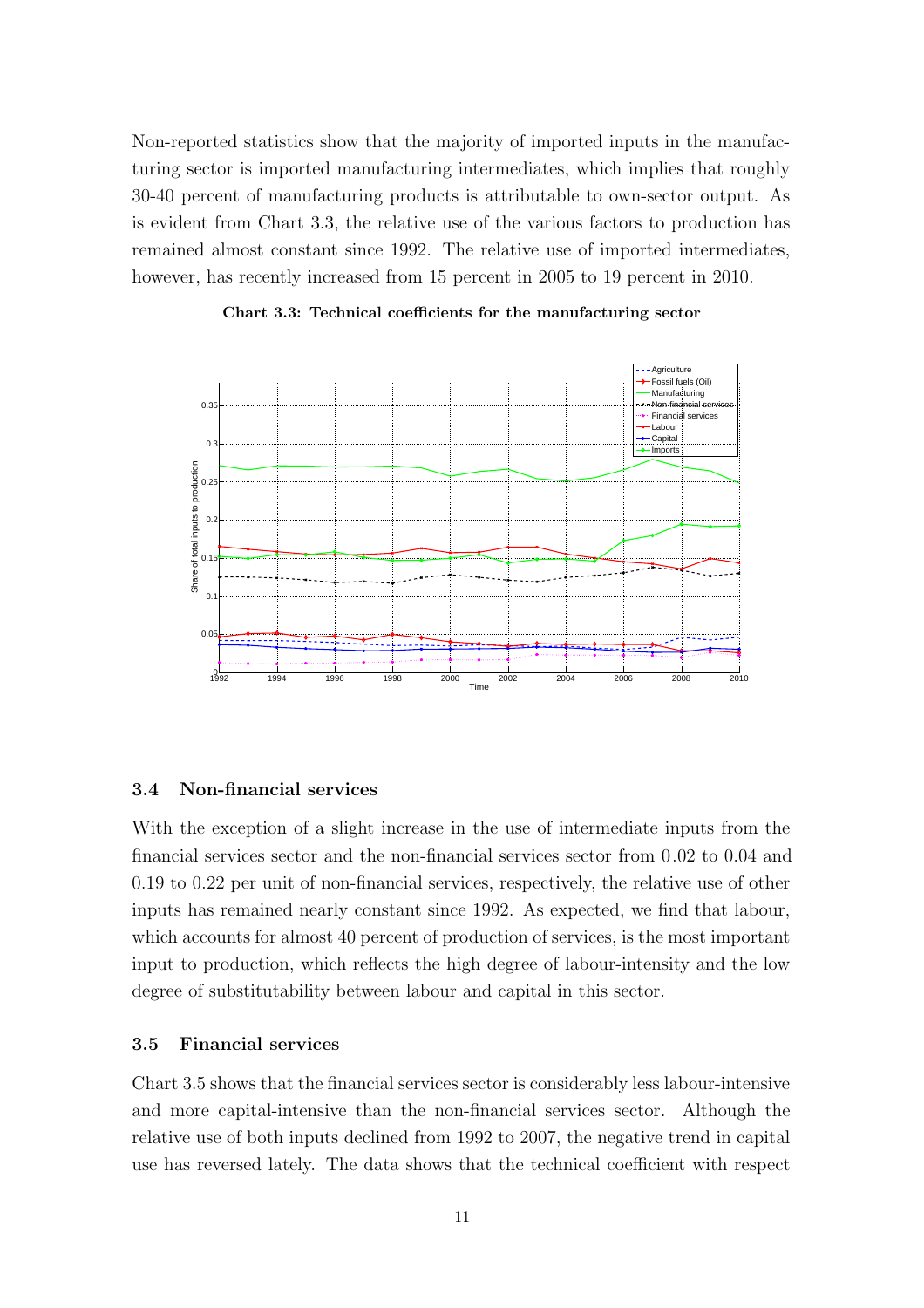Non-reported statistics show that the majority of imported inputs in the manufacturing sector is imported manufacturing intermediates, which implies that roughly 30-40 percent of manufacturing products is attributable to own-sector output. As is evident from Chart 3.3, the relative use of the various factors to production has remained almost constant since 1992. The relative use of imported intermediates, however, has recently increased from 15 percent in 2005 to 19 percent in 2010.

**Chart 3.3: Technical coefficients for the manufacturing sector**

### 3.4 Non-financial services

With the exception of a slight increase in the use of intermediate inputs from the financial services sector and the non-financial services sector from 0.02 to 0.04 and 0.19 to 0.22 per unit of non-financial services, respectively, the relative use of other inputs has remained nearly constant since 1992. As expected, we find that labour, which accounts for almost 40 percent of production of services, is the most important input to production, which reflects the high degree of labour-intensity and the low degree of substitutability between labour and capital in this sector.

### 3.5 Financial services

Chart 3.5 shows that the financial services sector is considerably less labour-intensive and more capital-intensive than the non-financial services sector. Although the relative use of both inputs declined from 1992 to 2007, the negative trend in capital use has reversed lately. The data shows that the technical coefficient with respect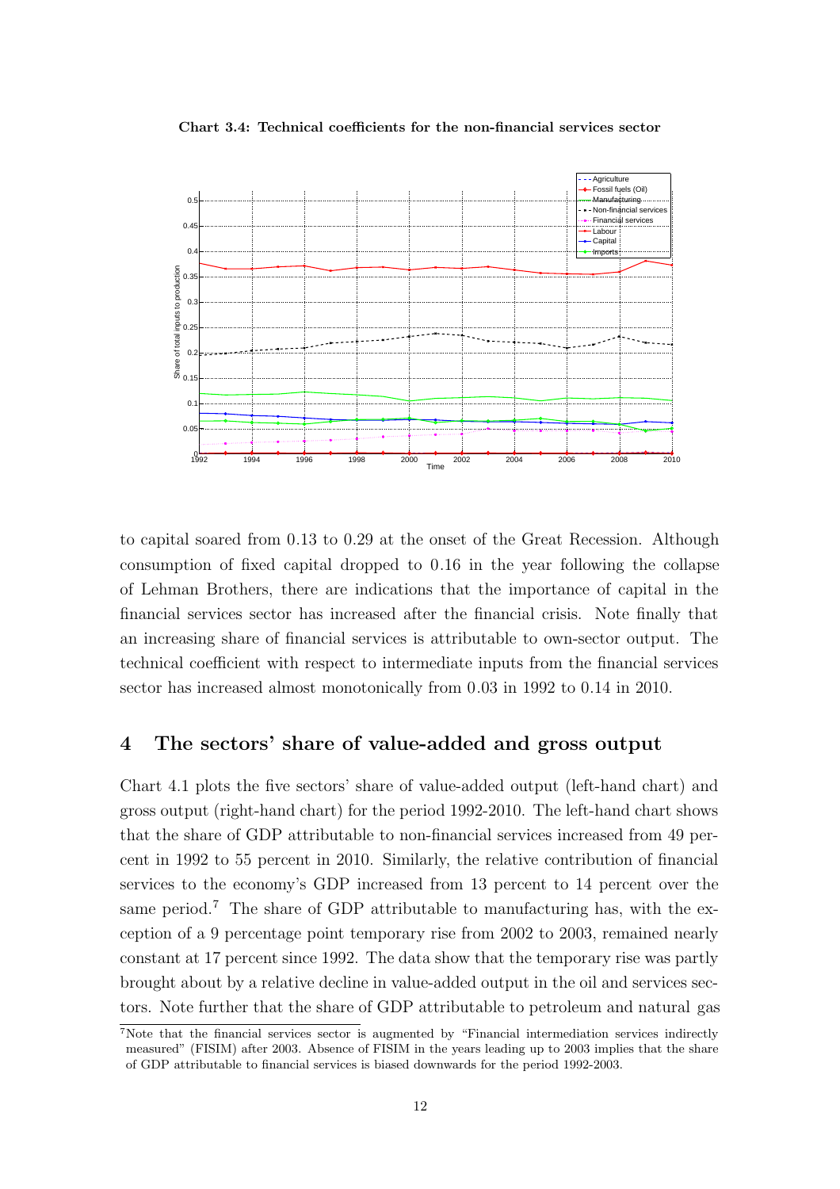**Chart 3.4: Technical coefficients for the non-financial services sector**

to capital soared from 0.13 to 0.29 at the onset of the Great Recession. Although consumption of fixed capital dropped to 0.16 in the year following the collapse of Lehman Brothers, there are indications that the importance of capital in the financial services sector has increased after the financial crisis. Note finally that an increasing share of financial services is attributable to own-sector output. The technical coefficient with respect to intermediate inputs from the financial services sector has increased almost monotonically from 0.03 in 1992 to 0.14 in 2010.

## 4 The sectors' share of value-added and gross output

Chart 4.1 plots the five sectors' share of value-added output (left-hand chart) and gross output (right-hand chart) for the period 1992-2010. The left-hand chart shows that the share of GDP attributable to non-financial services increased from 49 percent in 1992 to 55 percent in 2010. Similarly, the relative contribution of financial services to the economy's GDP increased from 13 percent to 14 percent over the same period.[7] The share of GDP attributable to manufacturing has, with the exception of a 9 percentage point temporary rise from 2002 to 2003, remained nearly constant at 17 percent since 1992. The data show that the temporary rise was partly brought about by a relative decline in value-added output in the oil and services sectors. Note further that the share of GDP attributable to petroleum and natural gas

[7] Note that the financial services sector is augmented by "Financial intermediation services indirectly measured" (FISIM) after 2003. Absence of FISIM in the years leading up to 2003 implies that the share of GDP attributable to financial services is biased downwards for the period 1992-2003.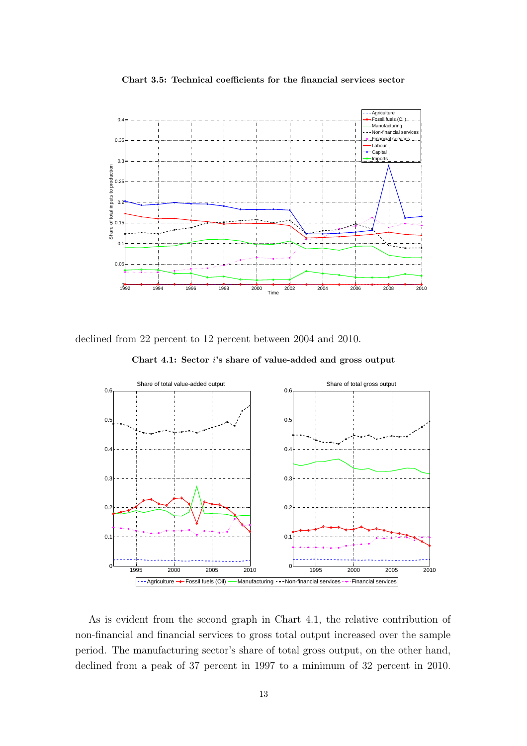**Chart 3.5: Technical coefficients for the financial services sector**

declined from 22 percent to 12 percent between 2004 and 2010.

**Chart 4.1: Sector $i$'s share of value-added and gross output**

As is evident from the second graph in Chart 4.1, the relative contribution of non-financial and financial services to gross total output increased over the sample period. The manufacturing sector's share of total gross output, on the other hand, declined from a peak of 37 percent in 1997 to a minimum of 32 percent in 2010.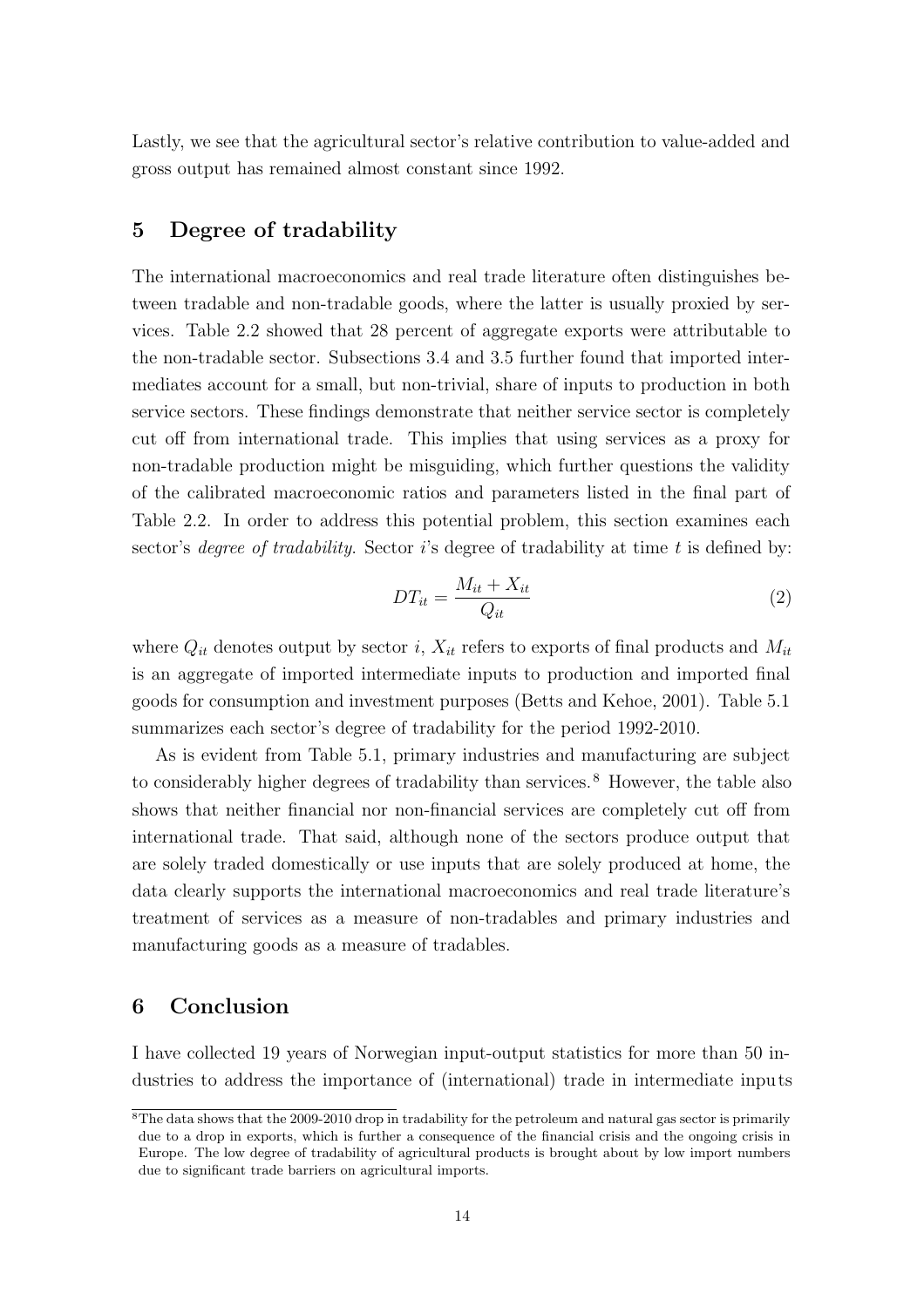Lastly, we see that the agricultural sector's relative contribution to value-added and gross output has remained almost constant since 1992.

## 5 Degree of tradability

The international macroeconomics and real trade literature often distinguishes between tradable and non-tradable goods, where the latter is usually proxied by services. Table 2.2 showed that 28 percent of aggregate exports were attributable to the non-tradable sector. Subsections 3.4 and 3.5 further found that imported intermediates account for a small, but non-trivial, share of inputs to production in both service sectors. These findings demonstrate that neither service sector is completely cut off from international trade. This implies that using services as a proxy for non-tradable production might be misguiding, which further questions the validity of the calibrated macroeconomic ratios and parameters listed in the final part of Table 2.2. In order to address this potential problem, this section examines each sector's *degree of tradability*. Sector $i$'s degree of tradability at time $t$ is defined by:

$$DT_{it} = \frac{M_{it} + X_{it}}{Q_{it}} \tag{2}$$

where $Q_{it}$ denotes output by sector $i$, $X_{it}$ refers to exports of final products and $M_{it}$ is an aggregate of imported intermediate inputs to production and imported final goods for consumption and investment purposes (Betts and Kehoe, 2001). Table 5.1 summarizes each sector's degree of tradability for the period 1992-2010.

As is evident from Table 5.1, primary industries and manufacturing are subject to considerably higher degrees of tradability than services.[8] However, the table also shows that neither financial nor non-financial services are completely cut off from international trade. That said, although none of the sectors produce output that are solely traded domestically or use inputs that are solely produced at home, the data clearly supports the international macroeconomics and real trade literature's treatment of services as a measure of non-tradables and primary industries and manufacturing goods as a measure of tradables.

## 6 Conclusion

I have collected 19 years of Norwegian input-output statistics for more than 50 industries to address the importance of (international) trade in intermediate inputs

[8] The data shows that the 2009-2010 drop in tradability for the petroleum and natural gas sector is primarily due to a drop in exports, which is further a consequence of the financial crisis and the ongoing crisis in Europe. The low degree of tradability of agricultural products is brought about by low import numbers due to significant trade barriers on agricultural imports.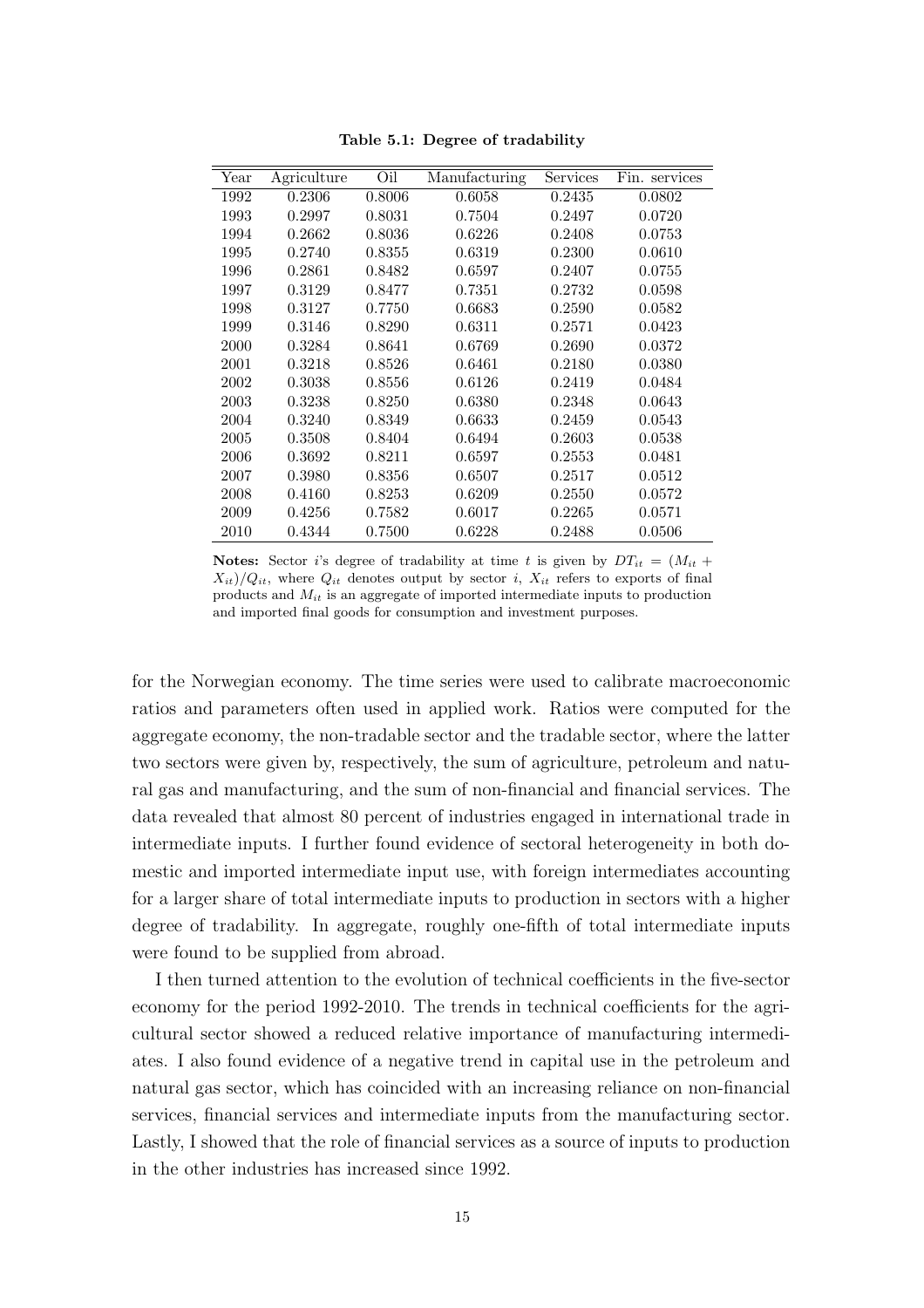**Table 5.1: Degree of tradability**

| Year | Agriculture | Oil | Manufacturing | Services | Fin. services |
|---|---|---|---|---|---|
| 1992 | 0.2306 | 0.8006 | 0.6058 | 0.2435 | 0.0802 |
| 1993 | 0.2997 | 0.8031 | 0.7504 | 0.2497 | 0.0720 |
| 1994 | 0.2662 | 0.8036 | 0.6226 | 0.2408 | 0.0753 |
| 1995 | 0.2740 | 0.8355 | 0.6319 | 0.2300 | 0.0610 |
| 1996 | 0.2861 | 0.8482 | 0.6597 | 0.2407 | 0.0755 |
| 1997 | 0.3129 | 0.8477 | 0.7351 | 0.2732 | 0.0598 |
| 1998 | 0.3127 | 0.7750 | 0.6683 | 0.2590 | 0.0582 |
| 1999 | 0.3146 | 0.8290 | 0.6311 | 0.2571 | 0.0423 |
| 2000 | 0.3284 | 0.8641 | 0.6769 | 0.2690 | 0.0372 |
| 2001 | 0.3218 | 0.8526 | 0.6461 | 0.2180 | 0.0380 |
| 2002 | 0.3038 | 0.8556 | 0.6126 | 0.2419 | 0.0484 |
| 2003 | 0.3238 | 0.8250 | 0.6380 | 0.2348 | 0.0643 |
| 2004 | 0.3240 | 0.8349 | 0.6633 | 0.2459 | 0.0543 |
| 2005 | 0.3508 | 0.8404 | 0.6494 | 0.2603 | 0.0538 |
| 2006 | 0.3692 | 0.8211 | 0.6597 | 0.2553 | 0.0481 |
| 2007 | 0.3980 | 0.8356 | 0.6507 | 0.2517 | 0.0512 |
| 2008 | 0.4160 | 0.8253 | 0.6209 | 0.2550 | 0.0572 |
| 2009 | 0.4256 | 0.7582 | 0.6017 | 0.2265 | 0.0571 |
| 2010 | 0.4344 | 0.7500 | 0.6228 | 0.2488 | 0.0506 |

**Notes:** Sector $i$'s degree of tradability at time $t$ is given by $DT_{it} = (M_{it} + X_{it})/Q_{it}$, where $Q_{it}$ denotes output by sector $i$, $X_{it}$ refers to exports of final products and $M_{it}$ is an aggregate of imported intermediate inputs to production and imported final goods for consumption and investment purposes.

for the Norwegian economy. The time series were used to calibrate macroeconomic ratios and parameters often used in applied work. Ratios were computed for the aggregate economy, the non-tradable sector and the tradable sector, where the latter two sectors were given by, respectively, the sum of agriculture, petroleum and natural gas and manufacturing, and the sum of non-financial and financial services. The data revealed that almost 80 percent of industries engaged in international trade in intermediate inputs. I further found evidence of sectoral heterogeneity in both domestic and imported intermediate input use, with foreign intermediates accounting for a larger share of total intermediate inputs to production in sectors with a higher degree of tradability. In aggregate, roughly one-fifth of total intermediate inputs were found to be supplied from abroad.

I then turned attention to the evolution of technical coefficients in the five-sector economy for the period 1992-2010. The trends in technical coefficients for the agricultural sector showed a reduced relative importance of manufacturing intermediates. I also found evidence of a negative trend in capital use in the petroleum and natural gas sector, which has coincided with an increasing reliance on non-financial services, financial services and intermediate inputs from the manufacturing sector. Lastly, I showed that the role of financial services as a source of inputs to production in the other industries has increased since 1992.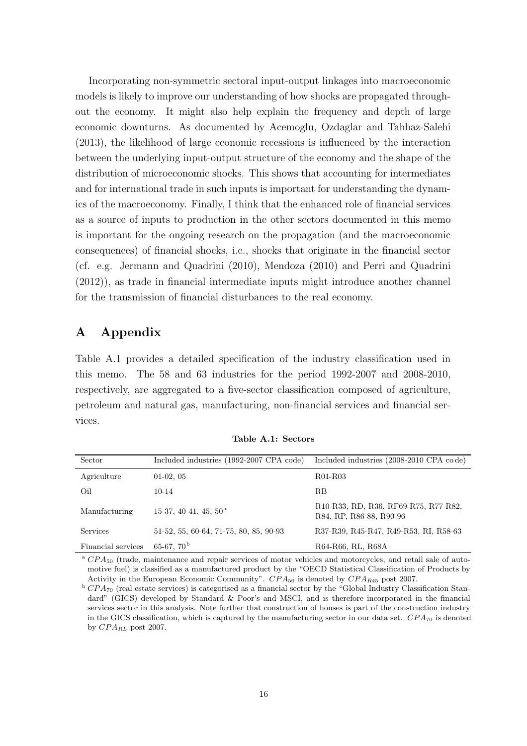Incorporating non-symmetric sectoral input-output linkages into macroeconomic models is likely to improve our understanding of how shocks are propagated throughout the economy. It might also help explain the frequency and depth of large economic downturns. As documented by Acemoglu, Ozdaglar and Tahbaz-Salehi (2013), the likelihood of large economic recessions is influenced by the interaction between the underlying input-output structure of the economy and the shape of the distribution of microeconomic shocks. This shows that accounting for intermediates and for international trade in such inputs is important for understanding the dynamics of the macroeconomy. Finally, I think that the enhanced role of financial services as a source of inputs to production in the other sectors documented in this memo is important for the ongoing research on the propagation (and the macroeconomic consequences) of financial shocks, i.e., shocks that originate in the financial sector (cf. e.g. Jermann and Quadrini (2010), Mendoza (2010) and Perri and Quadrini (2012)), as trade in financial intermediate inputs might introduce another channel for the transmission of financial disturbances to the real economy.

# A Appendix

Table A.1 provides a detailed specification of the industry classification used in this memo. The 58 and 63 industries for the period 1992-2007 and 2008-2010, respectively, are aggregated to a five-sector classification composed of agriculture, petroleum and natural gas, manufacturing, non-financial services and financial services.

**Table A.1: Sectors**

| Sector | Included industries (1992-2007 CPA code) | Included industries (2008-2010 CPA code) |
|---|---|---|
| Agriculture | 01-02, 05 | R01-R03 |
| Oil | 10-14 | RB |
| Manufacturing | 15-37, 40-41, 45, 50[a] | R10-R33, RD, R36, RF69-R75, R77-R82, R84, RP, R86-88, R90-96 |
| Services | 51-52, 55, 60-64, 71-75, 80, 85, 90-93 | R37-R39, R45-R47, R49-R53, RI, R58-63 |
| Financial services | 65-67, 70[b] | R64-R66, RL, R68A |

[a] $CPA_{50}$ (trade, maintenance and repair services of motor vehicles and motorcycles, and retail sale of automotive fuel) is classified as a manufactured product by the "OECD Statistical Classification of Products by Activity in the European Economic Community". $CPA_{50}$ is denoted by $CPA_{R45}$ post 2007.

[b] $CPA_{70}$ (real estate services) is categorised as a financial sector by the "Global Industry Classification Standard" (GICS) developed by Standard & Poor's and MSCI, and is therefore incorporated in the financial services sector in this analysis. Note further that construction of houses is part of the construction industry in the GICS classification, which is captured by the manufacturing sector in our data set. $CPA_{70}$ is denoted by $CPA_{RL}$ post 2007.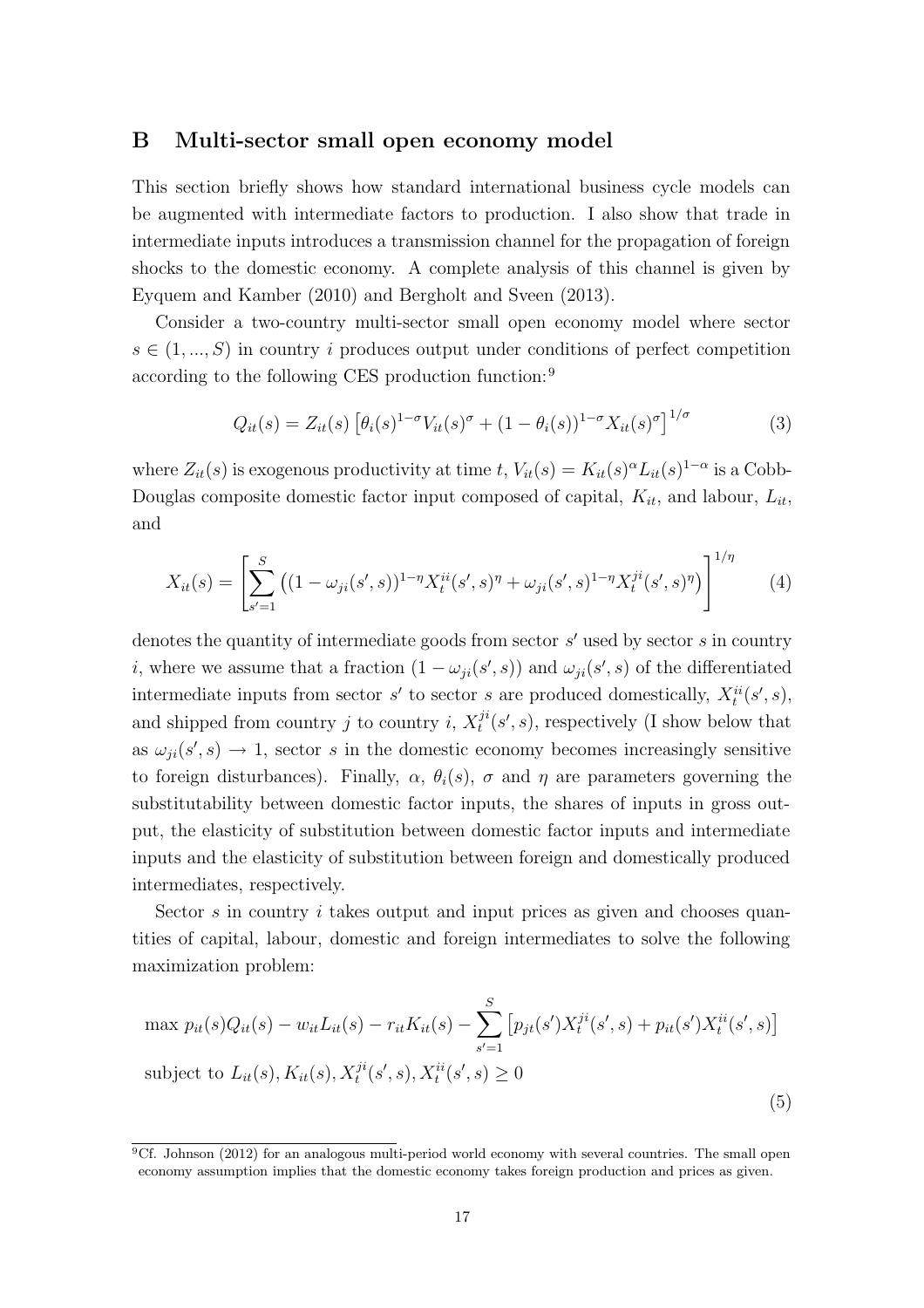## B Multi-sector small open economy model

This section briefly shows how standard international business cycle models can be augmented with intermediate factors to production. I also show that trade in intermediate inputs introduces a transmission channel for the propagation of foreign shocks to the domestic economy. A complete analysis of this channel is given by Eyquem and Kamber (2010) and Bergholt and Sveen (2013).

Consider a two-country multi-sector small open economy model where sector $s \in (1, ..., S)$ in country $i$ produces output under conditions of perfect competition according to the following CES production function:[9]

$$Q_{it}(s) = Z_{it}(s) \left[ \theta_i(s)^{1-\sigma} V_{it}(s)^{\sigma} + (1 - \theta_i(s))^{1-\sigma} X_{it}(s)^{\sigma} \right]^{1/\sigma} \tag{3}$$

where $Z_{it}(s)$ is exogenous productivity at time $t$, $V_{it}(s) = K_{it}(s)^{\alpha} L_{it}(s)^{1-\alpha}$ is a Cobb-Douglas composite domestic factor input composed of capital, $K_{it}$, and labour, $L_{it}$, and

$$X_{it}(s) = \left[ \sum_{s'=1}^{S} \left( (1 - \omega_{ji}(s', s))^{1-\eta} X_t^{ii}(s', s)^{\eta} + \omega_{ji}(s', s)^{1-\eta} X_t^{ji}(s', s)^{\eta} \right) \right]^{1/\eta} \tag{4}$$

denotes the quantity of intermediate goods from sector $s'$ used by sector $s$ in country $i$, where we assume that a fraction $(1 - \omega_{ji}(s', s))$ and $\omega_{ji}(s', s)$ of the differentiated intermediate inputs from sector $s'$ to sector $s$ are produced domestically, $X_t^{ii}(s', s)$, and shipped from country $j$ to country $i$, $X_t^{ji}(s', s)$, respectively (I show below that as $\omega_{ji}(s', s) \to 1$, sector $s$ in the domestic economy becomes increasingly sensitive to foreign disturbances). Finally, $\alpha$, $\theta_i(s)$, $\sigma$ and $\eta$ are parameters governing the substitutability between domestic factor inputs, the shares of inputs in gross output, the elasticity of substitution between domestic factor inputs and intermediate inputs and the elasticity of substitution between foreign and domestically produced intermediates, respectively.

Sector $s$ in country $i$ takes output and input prices as given and chooses quantities of capital, labour, domestic and foreign intermediates to solve the following maximization problem:

$$\begin{aligned} &\max \; p_{it}(s) Q_{it}(s) - w_{it} L_{it}(s) - r_{it} K_{it}(s) - \sum_{s'=1}^{S} \left[ p_{jt}(s') X_t^{ji}(s', s) + p_{it}(s') X_t^{ii}(s', s) \right] \\ &\text{subject to } L_{it}(s), K_{it}(s), X_t^{ji}(s', s), X_t^{ii}(s', s) \geq 0 \end{aligned} \tag{5}$$

[9] Cf. Johnson (2012) for an analogous multi-period world economy with several countries. The small open economy assumption implies that the domestic economy takes foreign production and prices as given.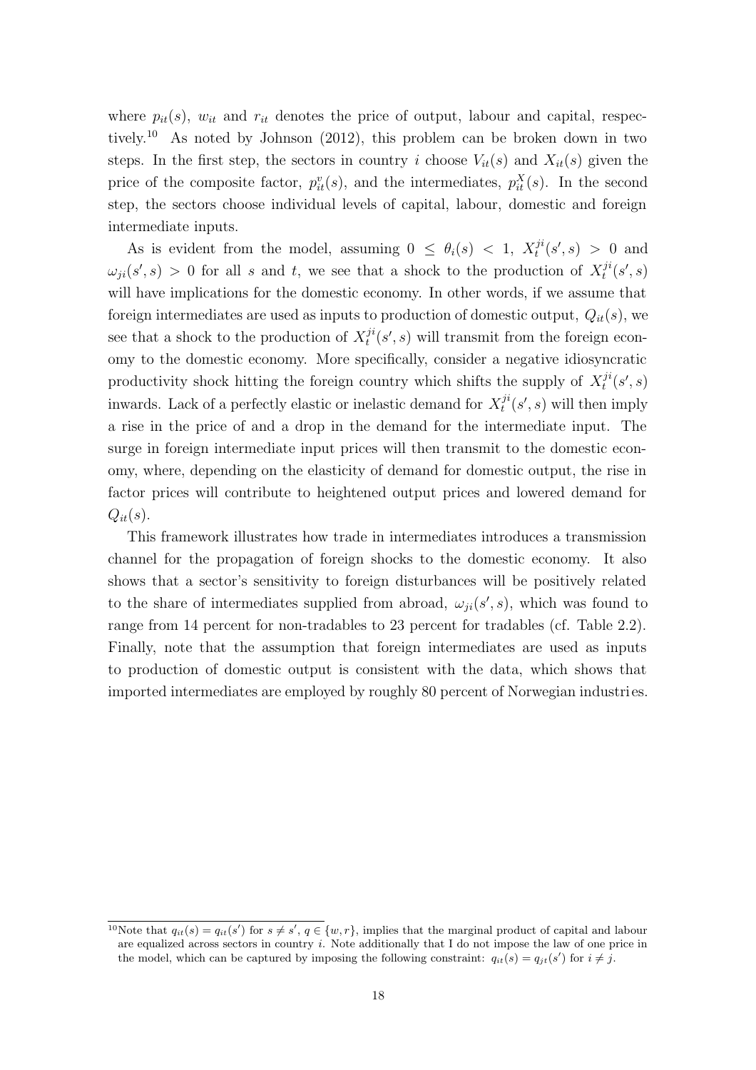where $p_{it}(s)$, $w_{it}$ and $r_{it}$ denotes the price of output, labour and capital, respectively.[10] As noted by Johnson (2012), this problem can be broken down in two steps. In the first step, the sectors in country $i$ choose $V_{it}(s)$ and $X_{it}(s)$ given the price of the composite factor, $p^v_{it}(s)$, and the intermediates, $p^X_{it}(s)$. In the second step, the sectors choose individual levels of capital, labour, domestic and foreign intermediate inputs.

As is evident from the model, assuming $0 \leq \theta_i(s) < 1$, $X^{ji}_t(s', s) > 0$ and $\omega_{ji}(s', s) > 0$ for all $s$ and $t$, we see that a shock to the production of $X^{ji}_t(s', s)$ will have implications for the domestic economy. In other words, if we assume that foreign intermediates are used as inputs to production of domestic output, $Q_{it}(s)$, we see that a shock to the production of $X^{ji}_t(s', s)$ will transmit from the foreign economy to the domestic economy. More specifically, consider a negative idiosyncratic productivity shock hitting the foreign country which shifts the supply of $X^{ji}_t(s', s)$ inwards. Lack of a perfectly elastic or inelastic demand for $X^{ji}_t(s', s)$ will then imply a rise in the price of and a drop in the demand for the intermediate input. The surge in foreign intermediate input prices will then transmit to the domestic economy, where, depending on the elasticity of demand for domestic output, the rise in factor prices will contribute to heightened output prices and lowered demand for $Q_{it}(s)$.

This framework illustrates how trade in intermediates introduces a transmission channel for the propagation of foreign shocks to the domestic economy. It also shows that a sector's sensitivity to foreign disturbances will be positively related to the share of intermediates supplied from abroad, $\omega_{ji}(s', s)$, which was found to range from 14 percent for non-tradables to 23 percent for tradables (cf. Table 2.2). Finally, note that the assumption that foreign intermediates are used as inputs to production of domestic output is consistent with the data, which shows that imported intermediates are employed by roughly 80 percent of Norwegian industries.

---

[10] Note that $q_{it}(s) = q_{it}(s')$ for $s \neq s'$, $q \in \{w, r\}$, implies that the marginal product of capital and labour are equalized across sectors in country $i$. Note additionally that I do not impose the law of one price in the model, which can be captured by imposing the following constraint: $q_{it}(s) = q_{jt}(s')$ for $i \neq j$.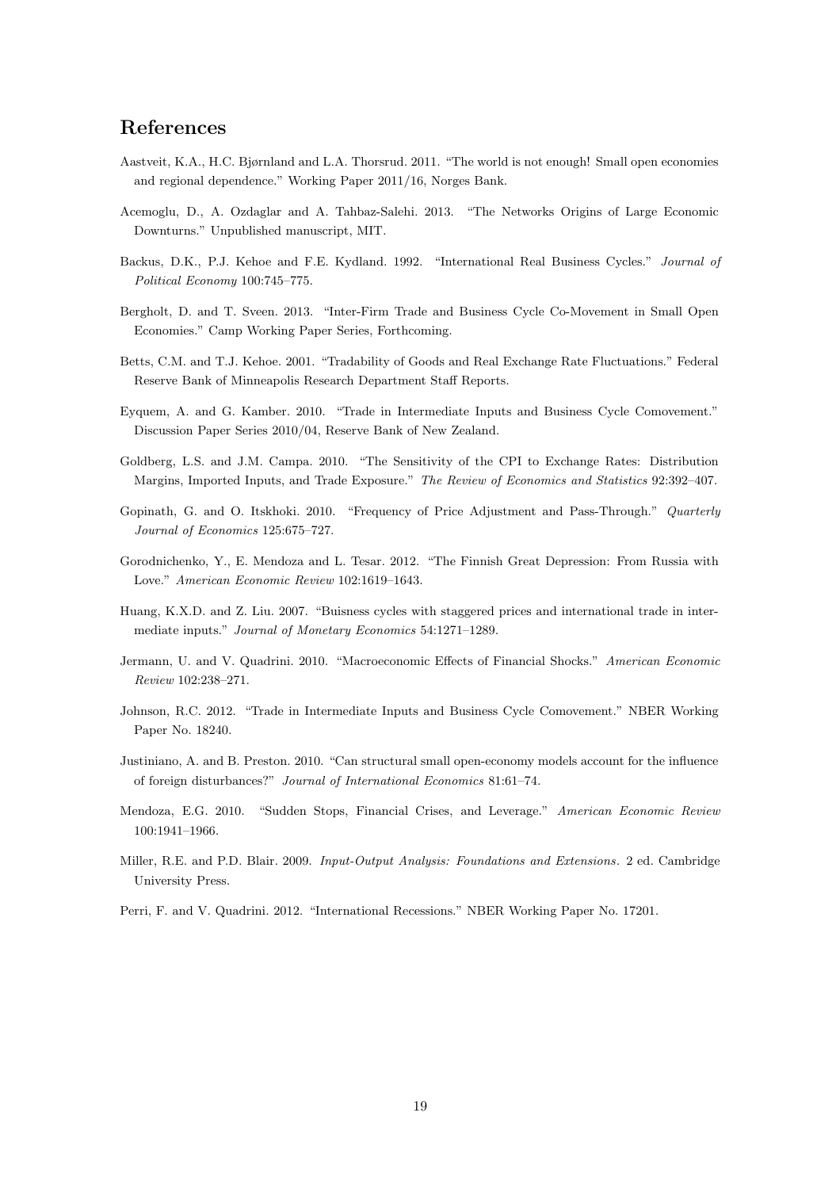## References

Aastveit, K.A., H.C. Bjørnland and L.A. Thorsrud. 2011. "The world is not enough! Small open economies and regional dependence." Working Paper 2011/16, Norges Bank.

Acemoglu, D., A. Ozdaglar and A. Tahbaz-Salehi. 2013. "The Networks Origins of Large Economic Downturns." Unpublished manuscript, MIT.

Backus, D.K., P.J. Kehoe and F.E. Kydland. 1992. "International Real Business Cycles." *Journal of Political Economy* 100:745–775.

Bergholt, D. and T. Sveen. 2013. "Inter-Firm Trade and Business Cycle Co-Movement in Small Open Economies." Camp Working Paper Series, Forthcoming.

Betts, C.M. and T.J. Kehoe. 2001. "Tradability of Goods and Real Exchange Rate Fluctuations." Federal Reserve Bank of Minneapolis Research Department Staff Reports.

Eyquem, A. and G. Kamber. 2010. "Trade in Intermediate Inputs and Business Cycle Comovement." Discussion Paper Series 2010/04, Reserve Bank of New Zealand.

Goldberg, L.S. and J.M. Campa. 2010. "The Sensitivity of the CPI to Exchange Rates: Distribution Margins, Imported Inputs, and Trade Exposure." *The Review of Economics and Statistics* 92:392–407.

Gopinath, G. and O. Itskhoki. 2010. "Frequency of Price Adjustment and Pass-Through." *Quarterly Journal of Economics* 125:675–727.

Gorodnichenko, Y., E. Mendoza and L. Tesar. 2012. "The Finnish Great Depression: From Russia with Love." *American Economic Review* 102:1619–1643.

Huang, K.X.D. and Z. Liu. 2007. "Buisness cycles with staggered prices and international trade in intermediate inputs." *Journal of Monetary Economics* 54:1271–1289.

Jermann, U. and V. Quadrini. 2010. "Macroeconomic Effects of Financial Shocks." *American Economic Review* 102:238–271.

Johnson, R.C. 2012. "Trade in Intermediate Inputs and Business Cycle Comovement." NBER Working Paper No. 18240.

Justiniano, A. and B. Preston. 2010. "Can structural small open-economy models account for the influence of foreign disturbances?" *Journal of International Economics* 81:61–74.

Mendoza, E.G. 2010. "Sudden Stops, Financial Crises, and Leverage." *American Economic Review* 100:1941–1966.

Miller, R.E. and P.D. Blair. 2009. *Input-Output Analysis: Foundations and Extensions*. 2 ed. Cambridge University Press.

Perri, F. and V. Quadrini. 2012. "International Recessions." NBER Working Paper No. 17201.